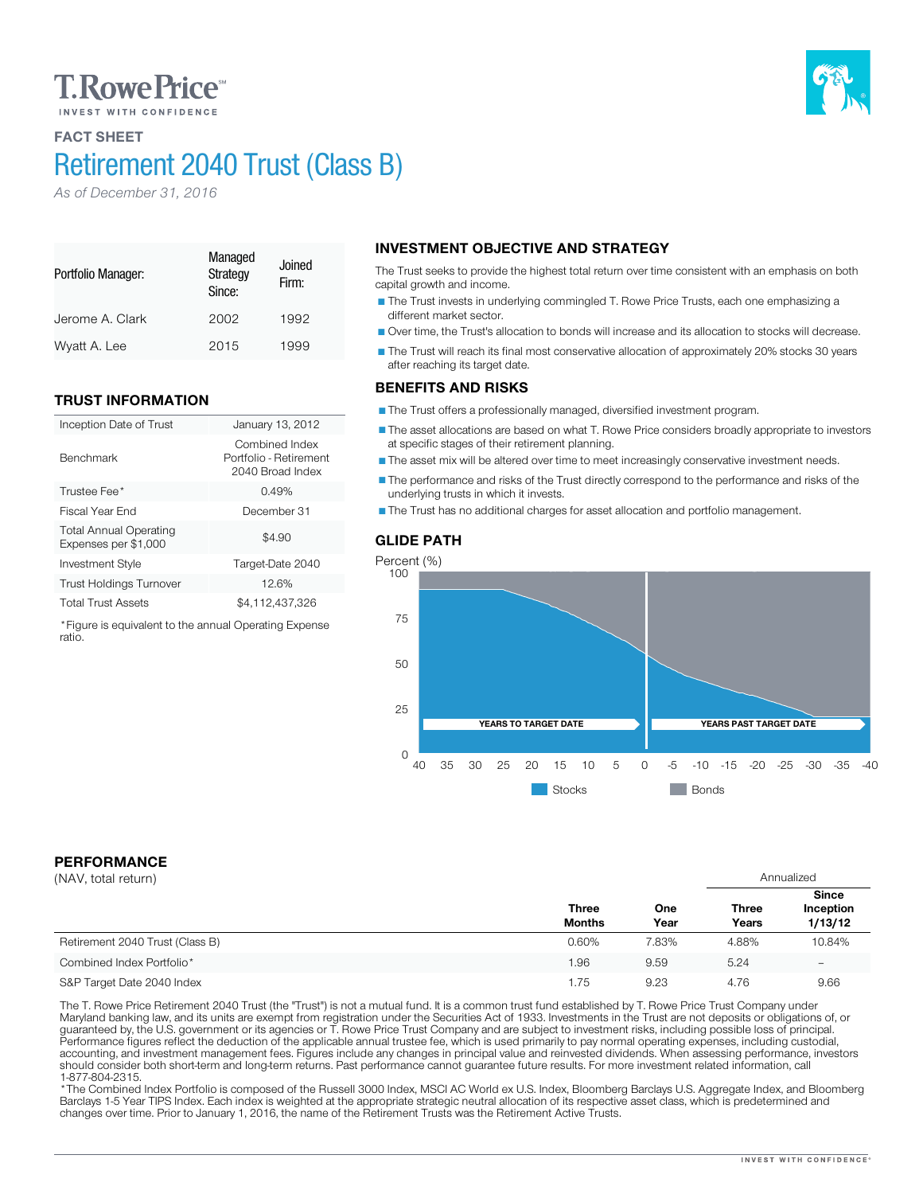# FACT SHEET

# Retirement 2040 Trust (Class B)

*As of December 31, 2016*

| Portfolio Manager: | Managed Strategy Since: | Joined Firm: |
|---|---|---|
| Jerome A. Clark | 2002 | 1992 |
| Wyatt A. Lee | 2015 | 1999 |

## TRUST INFORMATION

| | |
|---|---|
| Inception Date of Trust | January 13, 2012 |
| Benchmark | Combined Index Portfolio - Retirement 2040 Broad Index |
| Trustee Fee* | 0.49% |
| Fiscal Year End | December 31 |
| Total Annual Operating Expenses per $1,000 | $4.90 |
| Investment Style | Target-Date 2040 |
| Trust Holdings Turnover | 12.6% |
| Total Trust Assets | $4,112,437,326 |

*Figure is equivalent to the annual Operating Expense ratio.

## INVESTMENT OBJECTIVE AND STRATEGY

The Trust seeks to provide the highest total return over time consistent with an emphasis on both capital growth and income.

- The Trust invests in underlying commingled T. Rowe Price Trusts, each one emphasizing a different market sector.
- Over time, the Trust's allocation to bonds will increase and its allocation to stocks will decrease.
- The Trust will reach its final most conservative allocation of approximately 20% stocks 30 years after reaching its target date.

## BENEFITS AND RISKS

- The Trust offers a professionally managed, diversified investment program.
- The asset allocations are based on what T. Rowe Price considers broadly appropriate to investors at specific stages of their retirement planning.
- The asset mix will be altered over time to meet increasingly conservative investment needs.
- The performance and risks of the Trust directly correspond to the performance and risks of the underlying trusts in which it invests.
- The Trust has no additional charges for asset allocation and portfolio management.

## GLIDE PATH

Percent (%)

YEARS TO TARGET DATE | YEARS PAST TARGET DATE

40 35 30 25 20 15 10 5 0 -5 -10 -15 -20 -25 -30 -35 -40

Stocks | Bonds

## PERFORMANCE

(NAV, total return)

| | Three Months | One Year | Three Years (Annualized) | Since Inception 1/13/12 (Annualized) |
|---|---|---|---|---|
| Retirement 2040 Trust (Class B) | 0.60% | 7.83% | 4.88% | 10.84% |
| Combined Index Portfolio* | 1.96 | 9.59 | 5.24 | – |
| S&P Target Date 2040 Index | 1.75 | 9.23 | 4.76 | 9.66 |

The T. Rowe Price Retirement 2040 Trust (the "Trust") is not a mutual fund. It is a common trust fund established by T. Rowe Price Trust Company under Maryland banking law, and its units are exempt from registration under the Securities Act of 1933. Investments in the Trust are not deposits or obligations of, or guaranteed by, the U.S. government or its agencies or T. Rowe Price Trust Company and are subject to investment risks, including possible loss of principal. Performance figures reflect the deduction of the applicable annual trustee fee, which is used primarily to pay normal operating expenses, including custodial, accounting, and investment management fees. Figures include any changes in principal value and reinvested dividends. When assessing performance, investors should consider both short-term and long-term returns. Past performance cannot guarantee future results. For more investment related information, call 1-877-804-2315.

*The Combined Index Portfolio is composed of the Russell 3000 Index, MSCI AC World ex U.S. Index, Bloomberg Barclays U.S. Aggregate Index, and Bloomberg Barclays 1-5 Year TIPS Index. Each index is weighted at the appropriate strategic neutral allocation of its respective asset class, which is predetermined and changes over time. Prior to January 1, 2016, the name of the Retirement Trusts was the Retirement Active Trusts.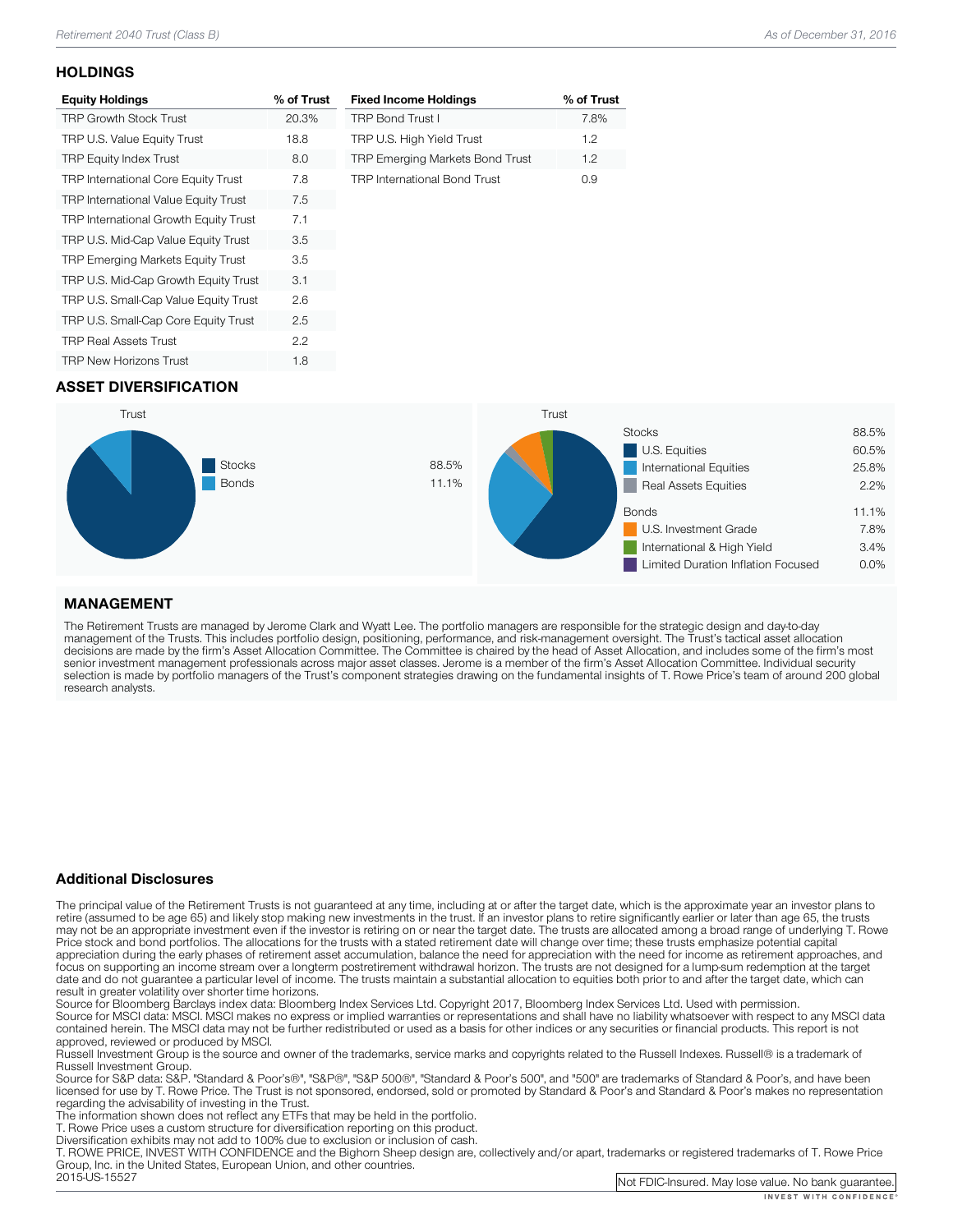## HOLDINGS

| Equity Holdings | % of Trust |
|---|---|
| TRP Growth Stock Trust | 20.3% |
| TRP U.S. Value Equity Trust | 18.8 |
| TRP Equity Index Trust | 8.0 |
| TRP International Core Equity Trust | 7.8 |
| TRP International Value Equity Trust | 7.5 |
| TRP International Growth Equity Trust | 7.1 |
| TRP U.S. Mid-Cap Value Equity Trust | 3.5 |
| TRP Emerging Markets Equity Trust | 3.5 |
| TRP U.S. Mid-Cap Growth Equity Trust | 3.1 |
| TRP U.S. Small-Cap Value Equity Trust | 2.6 |
| TRP U.S. Small-Cap Core Equity Trust | 2.5 |
| TRP Real Assets Trust | 2.2 |
| TRP New Horizons Trust | 1.8 |

| Fixed Income Holdings | % of Trust |
|---|---|
| TRP Bond Trust I | 7.8% |
| TRP U.S. High Yield Trust | 1.2 |
| TRP Emerging Markets Bond Trust | 1.2 |
| TRP International Bond Trust | 0.9 |

## ASSET DIVERSIFICATION

Trust

| | |
|---|---|
| Stocks | 88.5% |
| Bonds | 11.1% |

Trust

| | |
|---|---|
| Stocks | 88.5% |
| U.S. Equities | 60.5% |
| International Equities | 25.8% |
| Real Assets Equities | 2.2% |
| Bonds | 11.1% |
| U.S. Investment Grade | 7.8% |
| International & High Yield | 3.4% |
| Limited Duration Inflation Focused | 0.0% |

## MANAGEMENT

The Retirement Trusts are managed by Jerome Clark and Wyatt Lee. The portfolio managers are responsible for the strategic design and day-to-day management of the Trusts. This includes portfolio design, positioning, performance, and risk-management oversight. The Trust's tactical asset allocation decisions are made by the firm's Asset Allocation Committee. The Committee is chaired by the head of Asset Allocation, and includes some of the firm's most senior investment management professionals across major asset classes. Jerome is a member of the firm's Asset Allocation Committee. Individual security selection is made by portfolio managers of the Trust's component strategies drawing on the fundamental insights of T. Rowe Price's team of around 200 global research analysts.

### Additional Disclosures

The principal value of the Retirement Trusts is not guaranteed at any time, including at or after the target date, which is the approximate year an investor plans to retire (assumed to be age 65) and likely stop making new investments in the trust. If an investor plans to retire significantly earlier or later than age 65, the trusts may not be an appropriate investment even if the investor is retiring on or near the target date. The trusts are allocated among a broad range of underlying T. Rowe Price stock and bond portfolios. The allocations for the trusts with a stated retirement date will change over time; these trusts emphasize potential capital appreciation during the early phases of retirement asset accumulation, balance the need for appreciation with the need for income as retirement approaches, and focus on supporting an income stream over a longterm postretirement withdrawal horizon. The trusts are not designed for a lump-sum redemption at the target date and do not guarantee a particular level of income. The trusts maintain a substantial allocation to equities both prior to and after the target date, which can result in greater volatility over shorter time horizons.
Source for Bloomberg Barclays index data: Bloomberg Index Services Ltd. Copyright 2017, Bloomberg Index Services Ltd. Used with permission.
Source for MSCI data: MSCI. MSCI makes no express or implied warranties or representations and shall have no liability whatsoever with respect to any MSCI data contained herein. The MSCI data may not be further redistributed or used as a basis for other indices or any securities or financial products. This report is not approved, reviewed or produced by MSCI.
Russell Investment Group is the source and owner of the trademarks, service marks and copyrights related to the Russell Indexes. Russell® is a trademark of Russell Investment Group.
Source for S&P data: S&P. "Standard & Poor's®", "S&P®", "S&P 500®", "Standard & Poor's 500", and "500" are trademarks of Standard & Poor's, and have been licensed for use by T. Rowe Price. The Trust is not sponsored, endorsed, sold or promoted by Standard & Poor's and Standard & Poor's makes no representation regarding the advisability of investing in the Trust.
The information shown does not reflect any ETFs that may be held in the portfolio.
T. Rowe Price uses a custom structure for diversification reporting on this product.
Diversification exhibits may not add to 100% due to exclusion or inclusion of cash.
T. ROWE PRICE, INVEST WITH CONFIDENCE and the Bighorn Sheep design are, collectively and/or apart, trademarks or registered trademarks of T. Rowe Price Group, Inc. in the United States, European Union, and other countries.
2015-US-15527

Not FDIC-Insured. May lose value. No bank guarantee.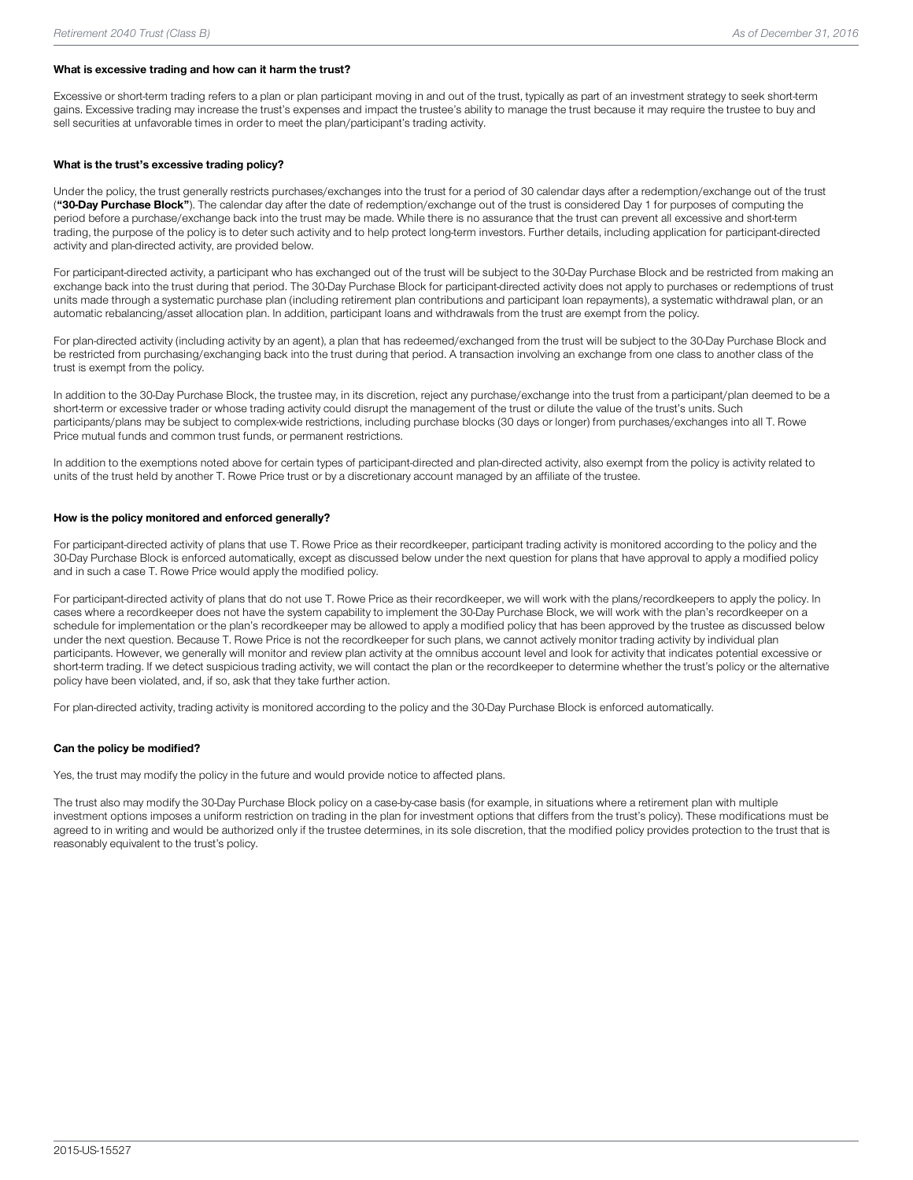**What is excessive trading and how can it harm the trust?**

Excessive or short-term trading refers to a plan or plan participant moving in and out of the trust, typically as part of an investment strategy to seek short-term gains. Excessive trading may increase the trust's expenses and impact the trustee's ability to manage the trust because it may require the trustee to buy and sell securities at unfavorable times in order to meet the plan/participant's trading activity.

**What is the trust's excessive trading policy?**

Under the policy, the trust generally restricts purchases/exchanges into the trust for a period of 30 calendar days after a redemption/exchange out of the trust (**"30-Day Purchase Block"**). The calendar day after the date of redemption/exchange out of the trust is considered Day 1 for purposes of computing the period before a purchase/exchange back into the trust may be made. While there is no assurance that the trust can prevent all excessive and short-term trading, the purpose of the policy is to deter such activity and to help protect long-term investors. Further details, including application for participant-directed activity and plan-directed activity, are provided below.

For participant-directed activity, a participant who has exchanged out of the trust will be subject to the 30-Day Purchase Block and be restricted from making an exchange back into the trust during that period. The 30-Day Purchase Block for participant-directed activity does not apply to purchases or redemptions of trust units made through a systematic purchase plan (including retirement plan contributions and participant loan repayments), a systematic withdrawal plan, or an automatic rebalancing/asset allocation plan. In addition, participant loans and withdrawals from the trust are exempt from the policy.

For plan-directed activity (including activity by an agent), a plan that has redeemed/exchanged from the trust will be subject to the 30-Day Purchase Block and be restricted from purchasing/exchanging back into the trust during that period. A transaction involving an exchange from one class to another class of the trust is exempt from the policy.

In addition to the 30-Day Purchase Block, the trustee may, in its discretion, reject any purchase/exchange into the trust from a participant/plan deemed to be a short-term or excessive trader or whose trading activity could disrupt the management of the trust or dilute the value of the trust's units. Such participants/plans may be subject to complex-wide restrictions, including purchase blocks (30 days or longer) from purchases/exchanges into all T. Rowe Price mutual funds and common trust funds, or permanent restrictions.

In addition to the exemptions noted above for certain types of participant-directed and plan-directed activity, also exempt from the policy is activity related to units of the trust held by another T. Rowe Price trust or by a discretionary account managed by an affiliate of the trustee.

**How is the policy monitored and enforced generally?**

For participant-directed activity of plans that use T. Rowe Price as their recordkeeper, participant trading activity is monitored according to the policy and the 30-Day Purchase Block is enforced automatically, except as discussed below under the next question for plans that have approval to apply a modified policy and in such a case T. Rowe Price would apply the modified policy.

For participant-directed activity of plans that do not use T. Rowe Price as their recordkeeper, we will work with the plans/recordkeepers to apply the policy. In cases where a recordkeeper does not have the system capability to implement the 30-Day Purchase Block, we will work with the plan's recordkeeper on a schedule for implementation or the plan's recordkeeper may be allowed to apply a modified policy that has been approved by the trustee as discussed below under the next question. Because T. Rowe Price is not the recordkeeper for such plans, we cannot actively monitor trading activity by individual plan participants. However, we generally will monitor and review plan activity at the omnibus account level and look for activity that indicates potential excessive or short-term trading. If we detect suspicious trading activity, we will contact the plan or the recordkeeper to determine whether the trust's policy or the alternative policy have been violated, and, if so, ask that they take further action.

For plan-directed activity, trading activity is monitored according to the policy and the 30-Day Purchase Block is enforced automatically.

**Can the policy be modified?**

Yes, the trust may modify the policy in the future and would provide notice to affected plans.

The trust also may modify the 30-Day Purchase Block policy on a case-by-case basis (for example, in situations where a retirement plan with multiple investment options imposes a uniform restriction on trading in the plan for investment options that differs from the trust's policy). These modifications must be agreed to in writing and would be authorized only if the trustee determines, in its sole discretion, that the modified policy provides protection to the trust that is reasonably equivalent to the trust's policy.